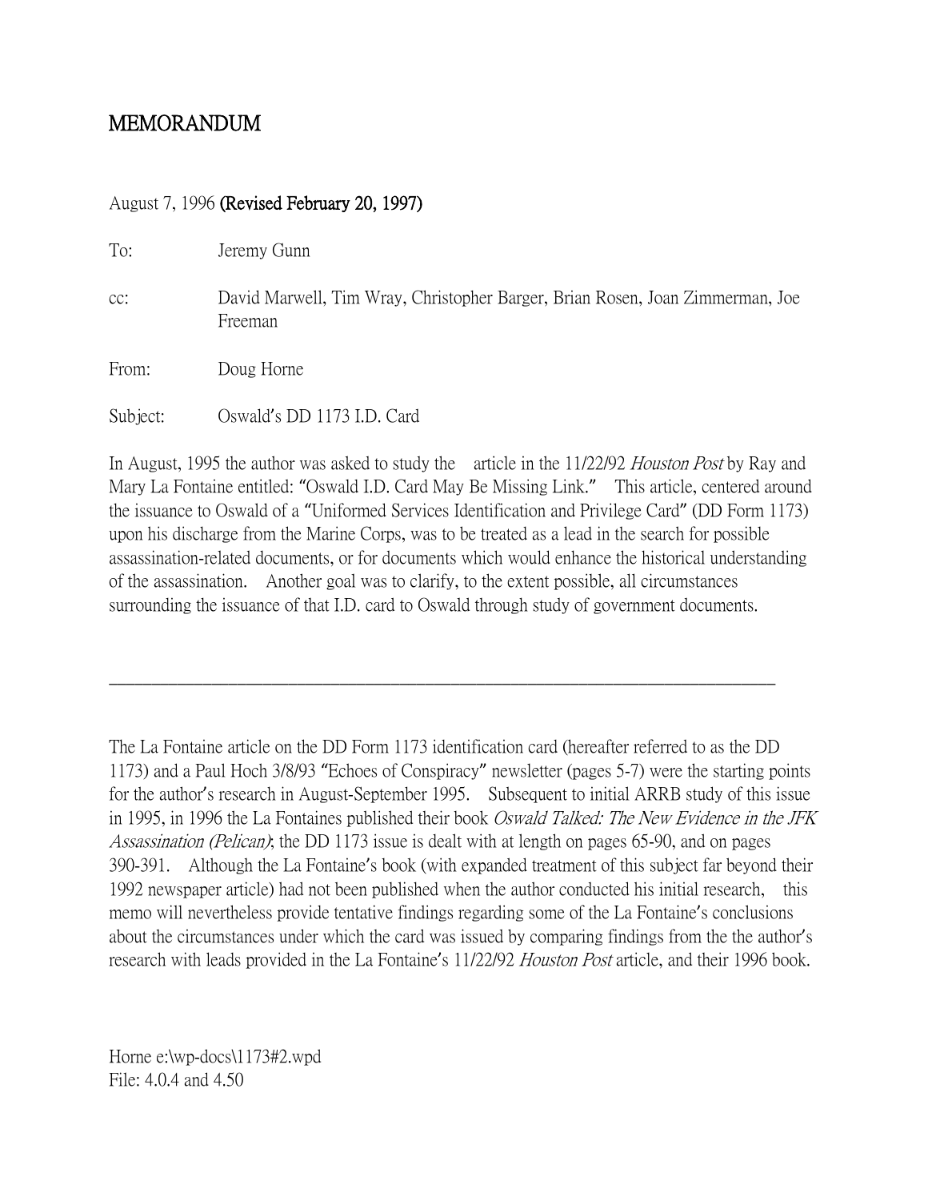# MEMORANDUM

August 7, 1996 **(Revised February 20, 1997)**

To: Jeremy Gunn

cc: David Marwell, Tim Wray, Christopher Barger, Brian Rosen, Joan Zimmerman, Joe Freeman

From: Doug Horne

Subject: Oswald's DD 1173 I.D. Card

In August, 1995 the author was asked to study the article in the 11/22/92 *Houston Post* by Ray and Mary La Fontaine entitled: "Oswald I.D. Card May Be Missing Link." This article, centered around the issuance to Oswald of a "Uniformed Services Identification and Privilege Card" (DD Form 1173) upon his discharge from the Marine Corps, was to be treated as a lead in the search for possible assassination-related documents, or for documents which would enhance the historical understanding of the assassination. Another goal was to clarify, to the extent possible, all circumstances surrounding the issuance of that I.D. card to Oswald through study of government documents.

---

The La Fontaine article on the DD Form 1173 identification card (hereafter referred to as the DD 1173) and a Paul Hoch 3/8/93 "Echoes of Conspiracy" newsletter (pages 5-7) were the starting points for the author's research in August-September 1995. Subsequent to initial ARRB study of this issue in 1995, in 1996 the La Fontaines published their book *Oswald Talked: The New Evidence in the JFK Assassination (Pelican)*; the DD 1173 issue is dealt with at length on pages 65-90, and on pages 390-391. Although the La Fontaine's book (with expanded treatment of this subject far beyond their 1992 newspaper article) had not been published when the author conducted his initial research, this memo will nevertheless provide tentative findings regarding some of the La Fontaine's conclusions about the circumstances under which the card was issued by comparing findings from the the author's research with leads provided in the La Fontaine's 11/22/92 *Houston Post* article, and their 1996 book.

Horne e:\wp-docs\1173#2.wpd
File: 4.0.4 and 4.50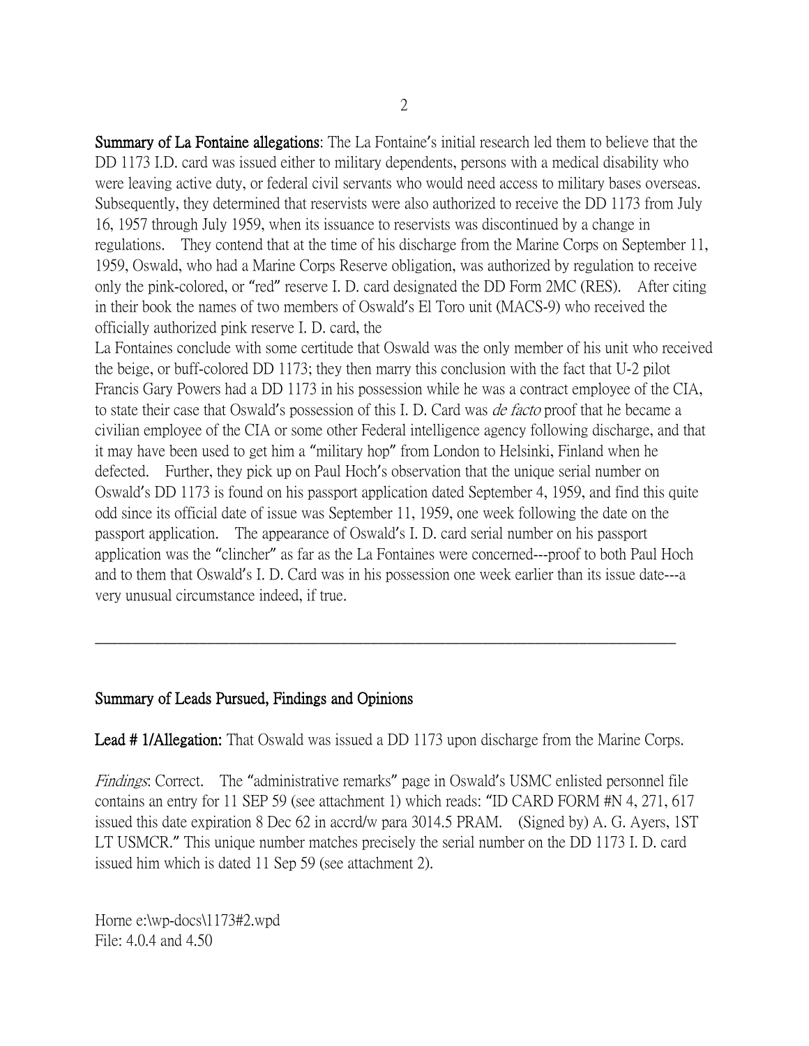**Summary of La Fontaine allegations**: The La Fontaine's initial research led them to believe that the DD 1173 I.D. card was issued either to military dependents, persons with a medical disability who were leaving active duty, or federal civil servants who would need access to military bases overseas. Subsequently, they determined that reservists were also authorized to receive the DD 1173 from July 16, 1957 through July 1959, when its issuance to reservists was discontinued by a change in regulations. They contend that at the time of his discharge from the Marine Corps on September 11, 1959, Oswald, who had a Marine Corps Reserve obligation, was authorized by regulation to receive only the pink-colored, or "red" reserve I. D. card designated the DD Form 2MC (RES). After citing in their book the names of two members of Oswald's El Toro unit (MACS-9) who received the officially authorized pink reserve I. D. card, the La Fontaines conclude with some certitude that Oswald was the only member of his unit who received the beige, or buff-colored DD 1173; they then marry this conclusion with the fact that U-2 pilot Francis Gary Powers had a DD 1173 in his possession while he was a contract employee of the CIA, to state their case that Oswald's possession of this I. D. Card was *de facto* proof that he became a civilian employee of the CIA or some other Federal intelligence agency following discharge, and that it may have been used to get him a "military hop" from London to Helsinki, Finland when he defected. Further, they pick up on Paul Hoch's observation that the unique serial number on Oswald's DD 1173 is found on his passport application dated September 4, 1959, and find this quite odd since its official date of issue was September 11, 1959, one week following the date on the passport application. The appearance of Oswald's I. D. card serial number on his passport application was the "clincher" as far as the La Fontaines were concerned---proof to both Paul Hoch and to them that Oswald's I. D. Card was in his possession one week earlier than its issue date---a very unusual circumstance indeed, if true.

---

## Summary of Leads Pursued, Findings and Opinions

**Lead # 1/Allegation:** That Oswald was issued a DD 1173 upon discharge from the Marine Corps.

*Findings*: Correct. The "administrative remarks" page in Oswald's USMC enlisted personnel file contains an entry for 11 SEP 59 (see attachment 1) which reads: "ID CARD FORM #N 4, 271, 617 issued this date expiration 8 Dec 62 in accrd/w para 3014.5 PRAM. (Signed by) A. G. Ayers, 1ST LT USMCR." This unique number matches precisely the serial number on the DD 1173 I. D. card issued him which is dated 11 Sep 59 (see attachment 2).

Horne e:\wp-docs\1173#2.wpd
File: 4.0.4 and 4.50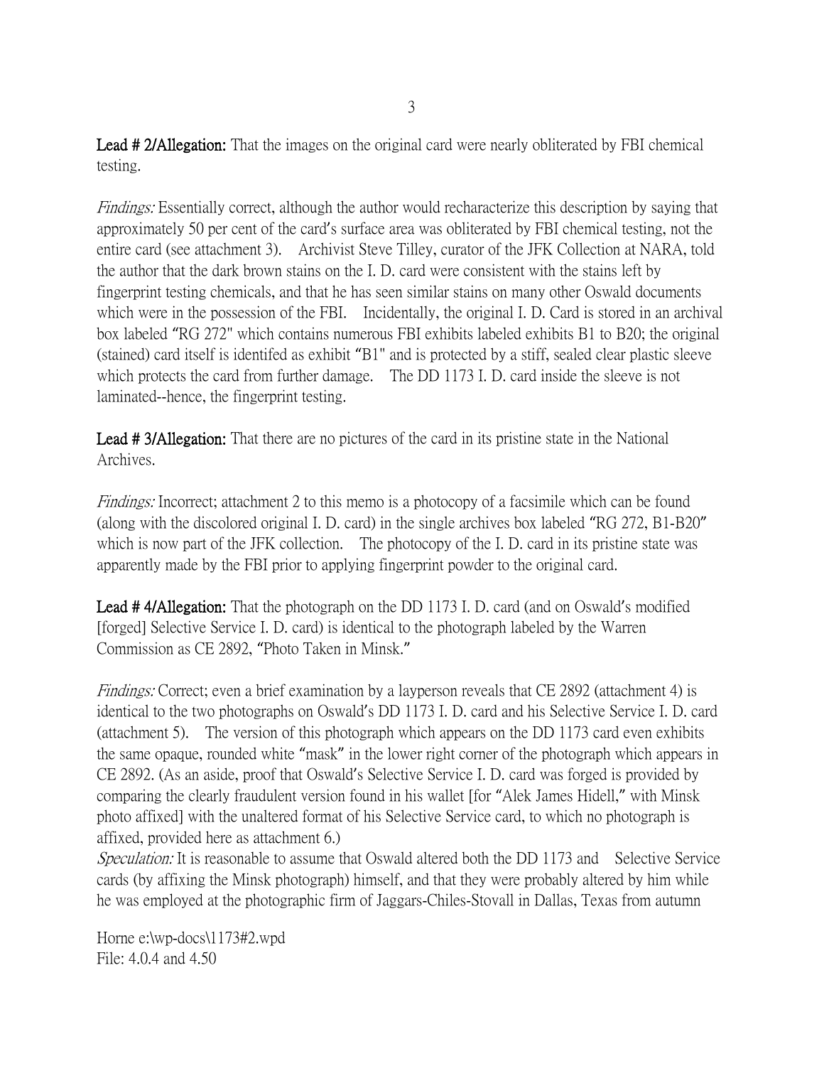**Lead # 2/Allegation:** That the images on the original card were nearly obliterated by FBI chemical testing.

*Findings:* Essentially correct, although the author would recharacterize this description by saying that approximately 50 per cent of the card's surface area was obliterated by FBI chemical testing, not the entire card (see attachment 3). Archivist Steve Tilley, curator of the JFK Collection at NARA, told the author that the dark brown stains on the I. D. card were consistent with the stains left by fingerprint testing chemicals, and that he has seen similar stains on many other Oswald documents which were in the possession of the FBI. Incidentally, the original I. D. Card is stored in an archival box labeled "RG 272" which contains numerous FBI exhibits labeled exhibits B1 to B20; the original (stained) card itself is identifed as exhibit "B1" and is protected by a stiff, sealed clear plastic sleeve which protects the card from further damage. The DD 1173 I. D. card inside the sleeve is not laminated--hence, the fingerprint testing.

**Lead # 3/Allegation:** That there are no pictures of the card in its pristine state in the National Archives.

*Findings:* Incorrect; attachment 2 to this memo is a photocopy of a facsimile which can be found (along with the discolored original I. D. card) in the single archives box labeled "RG 272, B1-B20" which is now part of the JFK collection. The photocopy of the I. D. card in its pristine state was apparently made by the FBI prior to applying fingerprint powder to the original card.

**Lead # 4/Allegation:** That the photograph on the DD 1173 I. D. card (and on Oswald's modified [forged] Selective Service I. D. card) is identical to the photograph labeled by the Warren Commission as CE 2892, "Photo Taken in Minsk."

*Findings:* Correct; even a brief examination by a layperson reveals that CE 2892 (attachment 4) is identical to the two photographs on Oswald's DD 1173 I. D. card and his Selective Service I. D. card (attachment 5). The version of this photograph which appears on the DD 1173 card even exhibits the same opaque, rounded white "mask" in the lower right corner of the photograph which appears in CE 2892. (As an aside, proof that Oswald's Selective Service I. D. card was forged is provided by comparing the clearly fraudulent version found in his wallet [for "Alek James Hidell," with Minsk photo affixed] with the unaltered format of his Selective Service card, to which no photograph is affixed, provided here as attachment 6.)

*Speculation:* It is reasonable to assume that Oswald altered both the DD 1173 and Selective Service cards (by affixing the Minsk photograph) himself, and that they were probably altered by him while he was employed at the photographic firm of Jaggars-Chiles-Stovall in Dallas, Texas from autumn

Horne e:\wp-docs\1173#2.wpd
File: 4.0.4 and 4.50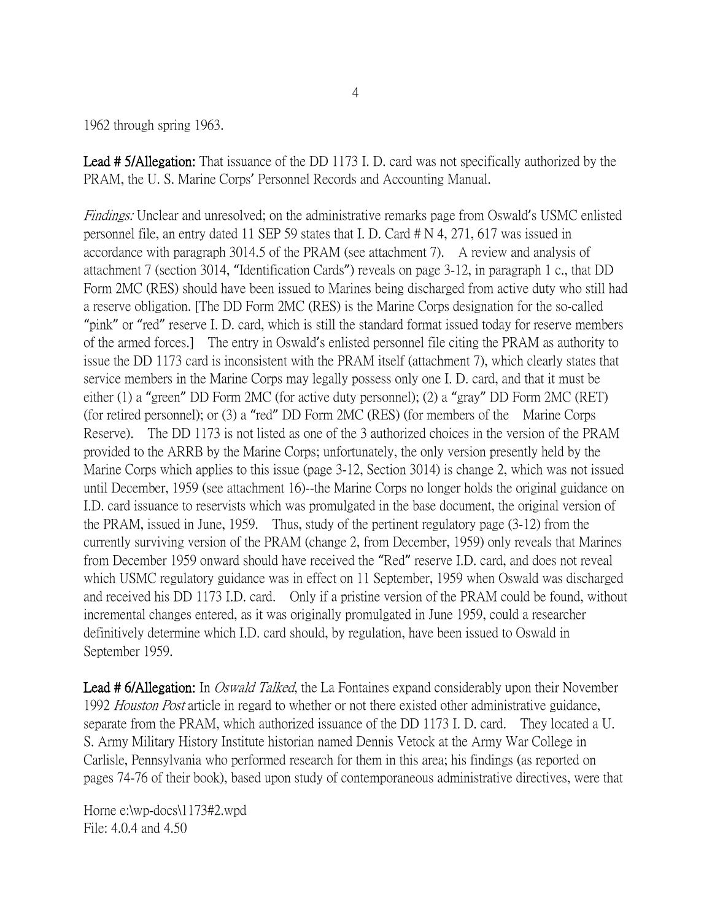1962 through spring 1963.

**Lead # 5/Allegation:** That issuance of the DD 1173 I. D. card was not specifically authorized by the PRAM, the U. S. Marine Corps' Personnel Records and Accounting Manual.

*Findings:* Unclear and unresolved; on the administrative remarks page from Oswald's USMC enlisted personnel file, an entry dated 11 SEP 59 states that I. D. Card # N 4, 271, 617 was issued in accordance with paragraph 3014.5 of the PRAM (see attachment 7). A review and analysis of attachment 7 (section 3014, "Identification Cards") reveals on page 3-12, in paragraph 1 c., that DD Form 2MC (RES) should have been issued to Marines being discharged from active duty who still had a reserve obligation. [The DD Form 2MC (RES) is the Marine Corps designation for the so-called "pink" or "red" reserve I. D. card, which is still the standard format issued today for reserve members of the armed forces.] The entry in Oswald's enlisted personnel file citing the PRAM as authority to issue the DD 1173 card is inconsistent with the PRAM itself (attachment 7), which clearly states that service members in the Marine Corps may legally possess only one I. D. card, and that it must be either (1) a "green" DD Form 2MC (for active duty personnel); (2) a "gray" DD Form 2MC (RET) (for retired personnel); or (3) a "red" DD Form 2MC (RES) (for members of the Marine Corps Reserve). The DD 1173 is not listed as one of the 3 authorized choices in the version of the PRAM provided to the ARRB by the Marine Corps; unfortunately, the only version presently held by the Marine Corps which applies to this issue (page 3-12, Section 3014) is change 2, which was not issued until December, 1959 (see attachment 16)--the Marine Corps no longer holds the original guidance on I.D. card issuance to reservists which was promulgated in the base document, the original version of the PRAM, issued in June, 1959. Thus, study of the pertinent regulatory page (3-12) from the currently surviving version of the PRAM (change 2, from December, 1959) only reveals that Marines from December 1959 onward should have received the "Red" reserve I.D. card, and does not reveal which USMC regulatory guidance was in effect on 11 September, 1959 when Oswald was discharged and received his DD 1173 I.D. card. Only if a pristine version of the PRAM could be found, without incremental changes entered, as it was originally promulgated in June 1959, could a researcher definitively determine which I.D. card should, by regulation, have been issued to Oswald in September 1959.

**Lead # 6/Allegation:** In *Oswald Talked*, the La Fontaines expand considerably upon their November 1992 *Houston Post* article in regard to whether or not there existed other administrative guidance, separate from the PRAM, which authorized issuance of the DD 1173 I. D. card. They located a U. S. Army Military History Institute historian named Dennis Vetock at the Army War College in Carlisle, Pennsylvania who performed research for them in this area; his findings (as reported on pages 74-76 of their book), based upon study of contemporaneous administrative directives, were that

Horne e:\wp-docs\1173#2.wpd
File: 4.0.4 and 4.50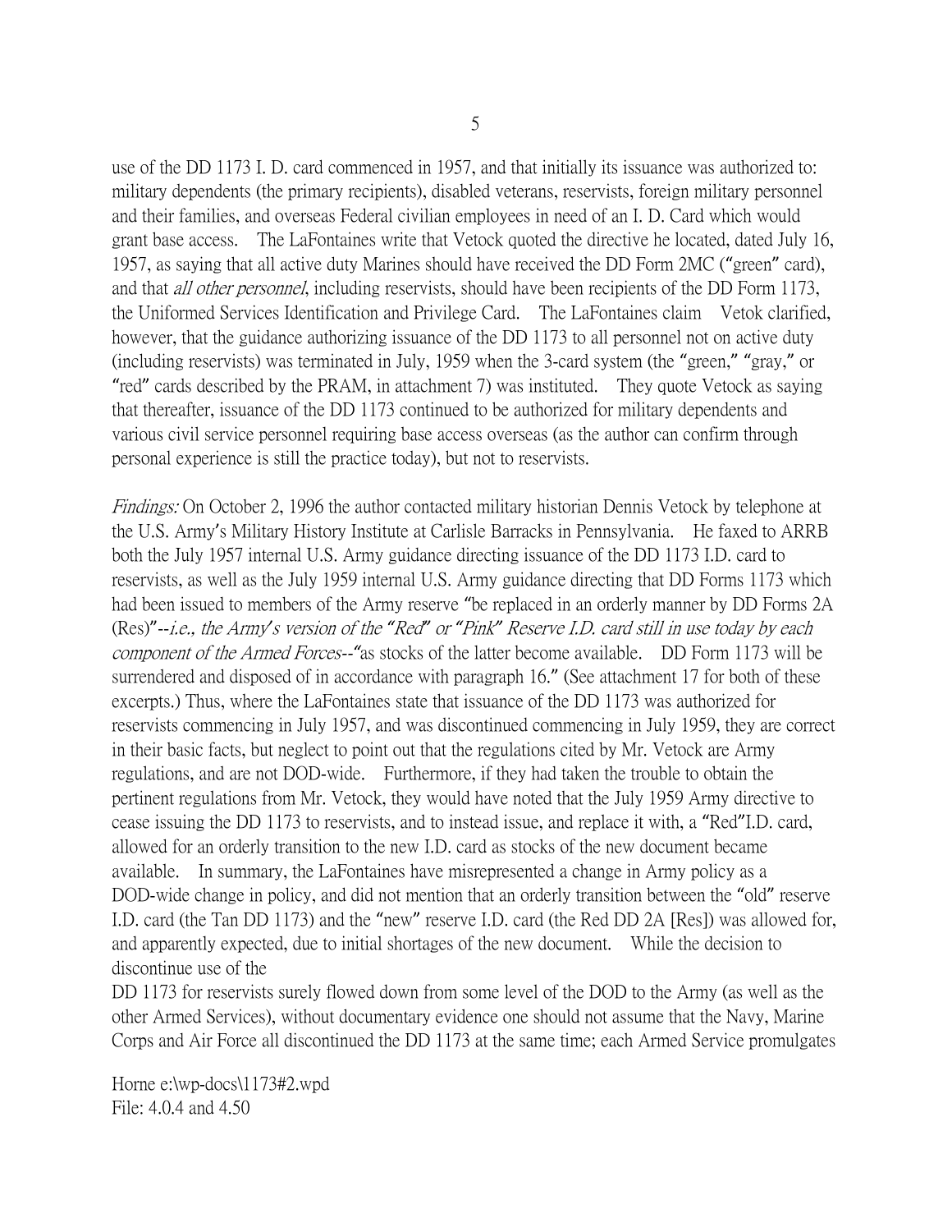use of the DD 1173 I. D. card commenced in 1957, and that initially its issuance was authorized to: military dependents (the primary recipients), disabled veterans, reservists, foreign military personnel and their families, and overseas Federal civilian employees in need of an I. D. Card which would grant base access. The LaFontaines write that Vetock quoted the directive he located, dated July 16, 1957, as saying that all active duty Marines should have received the DD Form 2MC ("green" card), and that *all other personnel*, including reservists, should have been recipients of the DD Form 1173, the Uniformed Services Identification and Privilege Card. The LaFontaines claim Vetok clarified, however, that the guidance authorizing issuance of the DD 1173 to all personnel not on active duty (including reservists) was terminated in July, 1959 when the 3-card system (the "green," "gray," or "red" cards described by the PRAM, in attachment 7) was instituted. They quote Vetock as saying that thereafter, issuance of the DD 1173 continued to be authorized for military dependents and various civil service personnel requiring base access overseas (as the author can confirm through personal experience is still the practice today), but not to reservists.

*Findings:* On October 2, 1996 the author contacted military historian Dennis Vetock by telephone at the U.S. Army's Military History Institute at Carlisle Barracks in Pennsylvania. He faxed to ARRB both the July 1957 internal U.S. Army guidance directing issuance of the DD 1173 I.D. card to reservists, as well as the July 1959 internal U.S. Army guidance directing that DD Forms 1173 which had been issued to members of the Army reserve "be replaced in an orderly manner by DD Forms 2A (Res)"--*i.e., the Army's version of the "Red" or "Pink" Reserve I.D. card still in use today by each component of the Armed Forces*--"as stocks of the latter become available. DD Form 1173 will be surrendered and disposed of in accordance with paragraph 16." (See attachment 17 for both of these excerpts.) Thus, where the LaFontaines state that issuance of the DD 1173 was authorized for reservists commencing in July 1957, and was discontinued commencing in July 1959, they are correct in their basic facts, but neglect to point out that the regulations cited by Mr. Vetock are Army regulations, and are not DOD-wide. Furthermore, if they had taken the trouble to obtain the pertinent regulations from Mr. Vetock, they would have noted that the July 1959 Army directive to cease issuing the DD 1173 to reservists, and to instead issue, and replace it with, a "Red"I.D. card, allowed for an orderly transition to the new I.D. card as stocks of the new document became available. In summary, the LaFontaines have misrepresented a change in Army policy as a DOD-wide change in policy, and did not mention that an orderly transition between the "old" reserve I.D. card (the Tan DD 1173) and the "new" reserve I.D. card (the Red DD 2A [Res]) was allowed for, and apparently expected, due to initial shortages of the new document. While the decision to discontinue use of the DD 1173 for reservists surely flowed down from some level of the DOD to the Army (as well as the other Armed Services), without documentary evidence one should not assume that the Navy, Marine Corps and Air Force all discontinued the DD 1173 at the same time; each Armed Service promulgates

Horne e:\wp-docs\1173#2.wpd
File: 4.0.4 and 4.50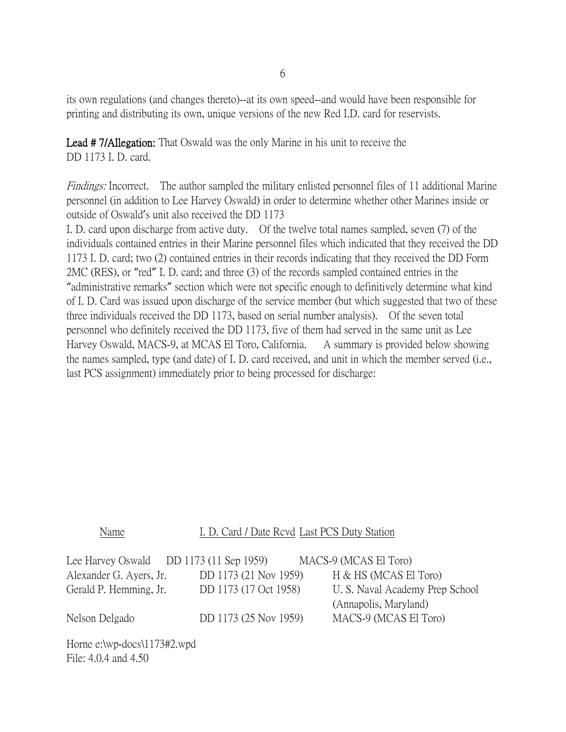its own regulations (and changes thereto)--at its own speed--and would have been responsible for printing and distributing its own, unique versions of the new Red I.D. card for reservists.

**Lead # 7/Allegation:** That Oswald was the only Marine in his unit to receive the DD 1173 I. D. card.

*Findings:* Incorrect. The author sampled the military enlisted personnel files of 11 additional Marine personnel (in addition to Lee Harvey Oswald) in order to determine whether other Marines inside or outside of Oswald's unit also received the DD 1173 I. D. card upon discharge from active duty. Of the twelve total names sampled, seven (7) of the individuals contained entries in their Marine personnel files which indicated that they received the DD 1173 I. D. card; two (2) contained entries in their records indicating that they received the DD Form 2MC (RES), or "red" I. D. card; and three (3) of the records sampled contained entries in the "administrative remarks" section which were not specific enough to definitively determine what kind of I. D. Card was issued upon discharge of the service member (but which suggested that two of these three individuals received the DD 1173, based on serial number analysis). Of the seven total personnel who definitely received the DD 1173, five of them had served in the same unit as Lee Harvey Oswald, MACS-9, at MCAS El Toro, California. A summary is provided below showing the names sampled, type (and date) of I. D. card received, and unit in which the member served (i.e., last PCS assignment) immediately prior to being processed for discharge:

| Name | I. D. Card / Date Rcvd | Last PCS Duty Station |
|---|---|---|
| Lee Harvey Oswald | DD 1173 (11 Sep 1959) | MACS-9 (MCAS El Toro) |
| Alexander G. Ayers, Jr. | DD 1173 (21 Nov 1959) | H & HS (MCAS El Toro) |
| Gerald P. Hemming, Jr. | DD 1173 (17 Oct 1958) | U. S. Naval Academy Prep School (Annapolis, Maryland) |
| Nelson Delgado | DD 1173 (25 Nov 1959) | MACS-9 (MCAS El Toro) |

Horne e:\wp-docs\1173#2.wpd
File: 4.0.4 and 4.50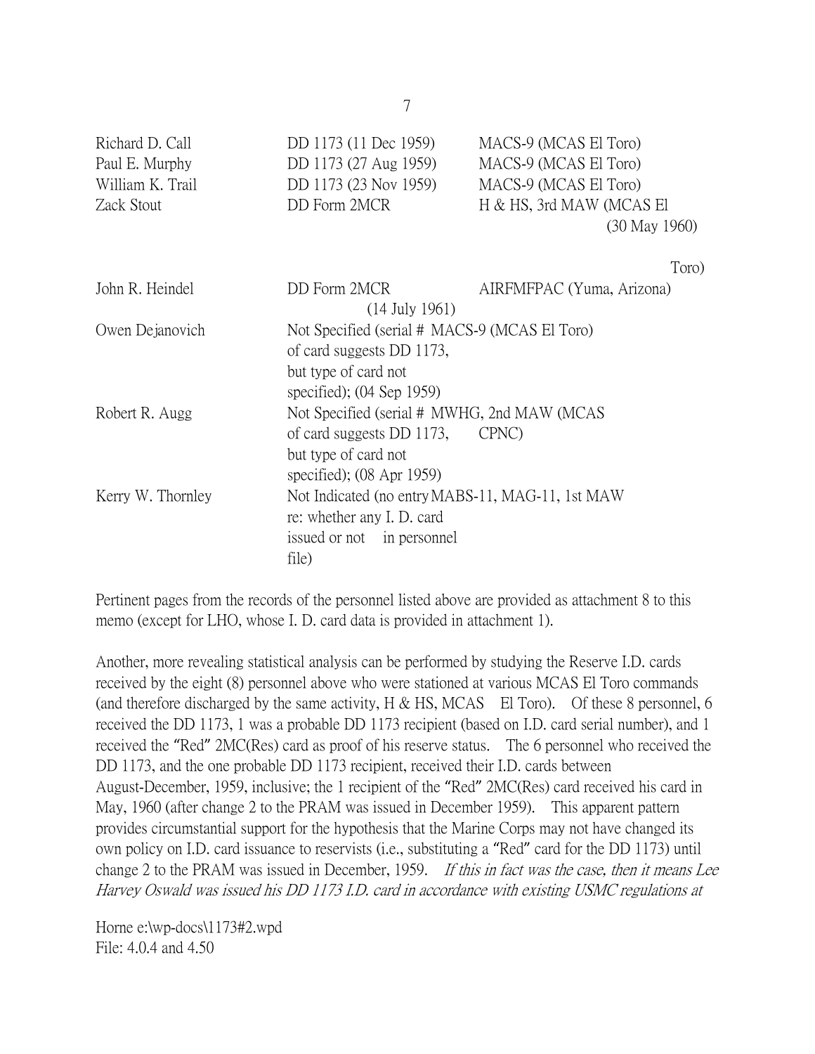| | | |
|---|---|---|
| Richard D. Call | DD 1173 (11 Dec 1959) | MACS-9 (MCAS El Toro) |
| Paul E. Murphy | DD 1173 (27 Aug 1959) | MACS-9 (MCAS El Toro) |
| William K. Trail | DD 1173 (23 Nov 1959) | MACS-9 (MCAS El Toro) |
| Zack Stout | DD Form 2MCR (30 May 1960) | H & HS, 3rd MAW (MCAS El Toro) |
| John R. Heindel | DD Form 2MCR (14 July 1961) | AIRFMFPAC (Yuma, Arizona) |
| Owen Dejanovich | Not Specified (serial # of card suggests DD 1173, but type of card not specified); (04 Sep 1959) | MACS-9 (MCAS El Toro) |
| Robert R. Augg | Not Specified (serial # of card suggests DD 1173, but type of card not specified); (08 Apr 1959) | MWHG, 2nd MAW (MCAS CPNC) |
| Kerry W. Thornley | Not Indicated (no entry re: whether any I. D. card issued or not in personnel file) | MABS-11, MAG-11, 1st MAW |

Pertinent pages from the records of the personnel listed above are provided as attachment 8 to this memo (except for LHO, whose I. D. card data is provided in attachment 1).

Another, more revealing statistical analysis can be performed by studying the Reserve I.D. cards received by the eight (8) personnel above who were stationed at various MCAS El Toro commands (and therefore discharged by the same activity, H & HS, MCAS El Toro). Of these 8 personnel, 6 received the DD 1173, 1 was a probable DD 1173 recipient (based on I.D. card serial number), and 1 received the "Red" 2MC(Res) card as proof of his reserve status. The 6 personnel who received the DD 1173, and the one probable DD 1173 recipient, received their I.D. cards between August-December, 1959, inclusive; the 1 recipient of the "Red" 2MC(Res) card received his card in May, 1960 (after change 2 to the PRAM was issued in December 1959). This apparent pattern provides circumstantial support for the hypothesis that the Marine Corps may not have changed its own policy on I.D. card issuance to reservists (i.e., substituting a "Red" card for the DD 1173) until change 2 to the PRAM was issued in December, 1959. *If this in fact was the case, then it means Lee Harvey Oswald was issued his DD 1173 I.D. card in accordance with existing USMC regulations at*

Horne e:\wp-docs\1173#2.wpd
File: 4.0.4 and 4.50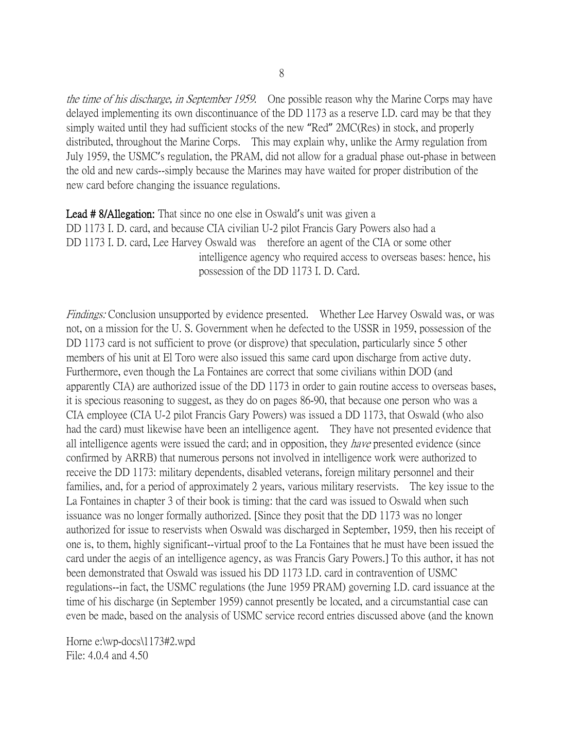*the time of his discharge, in September 1959.* One possible reason why the Marine Corps may have delayed implementing its own discontinuance of the DD 1173 as a reserve I.D. card may be that they simply waited until they had sufficient stocks of the new "Red" 2MC(Res) in stock, and properly distributed, throughout the Marine Corps. This may explain why, unlike the Army regulation from July 1959, the USMC's regulation, the PRAM, did not allow for a gradual phase out-phase in between the old and new cards--simply because the Marines may have waited for proper distribution of the new card before changing the issuance regulations.

**Lead # 8/Allegation:** That since no one else in Oswald's unit was given a DD 1173 I. D. card, and because CIA civilian U-2 pilot Francis Gary Powers also had a DD 1173 I. D. card, Lee Harvey Oswald was therefore an agent of the CIA or some other intelligence agency who required access to overseas bases: hence, his possession of the DD 1173 I. D. Card.

*Findings:* Conclusion unsupported by evidence presented. Whether Lee Harvey Oswald was, or was not, on a mission for the U. S. Government when he defected to the USSR in 1959, possession of the DD 1173 card is not sufficient to prove (or disprove) that speculation, particularly since 5 other members of his unit at El Toro were also issued this same card upon discharge from active duty. Furthermore, even though the La Fontaines are correct that some civilians within DOD (and apparently CIA) are authorized issue of the DD 1173 in order to gain routine access to overseas bases, it is specious reasoning to suggest, as they do on pages 86-90, that because one person who was a CIA employee (CIA U-2 pilot Francis Gary Powers) was issued a DD 1173, that Oswald (who also had the card) must likewise have been an intelligence agent. They have not presented evidence that all intelligence agents were issued the card; and in opposition, they *have* presented evidence (since confirmed by ARRB) that numerous persons not involved in intelligence work were authorized to receive the DD 1173: military dependents, disabled veterans, foreign military personnel and their families, and, for a period of approximately 2 years, various military reservists. The key issue to the La Fontaines in chapter 3 of their book is timing: that the card was issued to Oswald when such issuance was no longer formally authorized. [Since they posit that the DD 1173 was no longer authorized for issue to reservists when Oswald was discharged in September, 1959, then his receipt of one is, to them, highly significant--virtual proof to the La Fontaines that he must have been issued the card under the aegis of an intelligence agency, as was Francis Gary Powers.] To this author, it has not been demonstrated that Oswald was issued his DD 1173 I.D. card in contravention of USMC regulations--in fact, the USMC regulations (the June 1959 PRAM) governing I.D. card issuance at the time of his discharge (in September 1959) cannot presently be located, and a circumstantial case can even be made, based on the analysis of USMC service record entries discussed above (and the known

Horne e:\wp-docs\1173#2.wpd
File: 4.0.4 and 4.50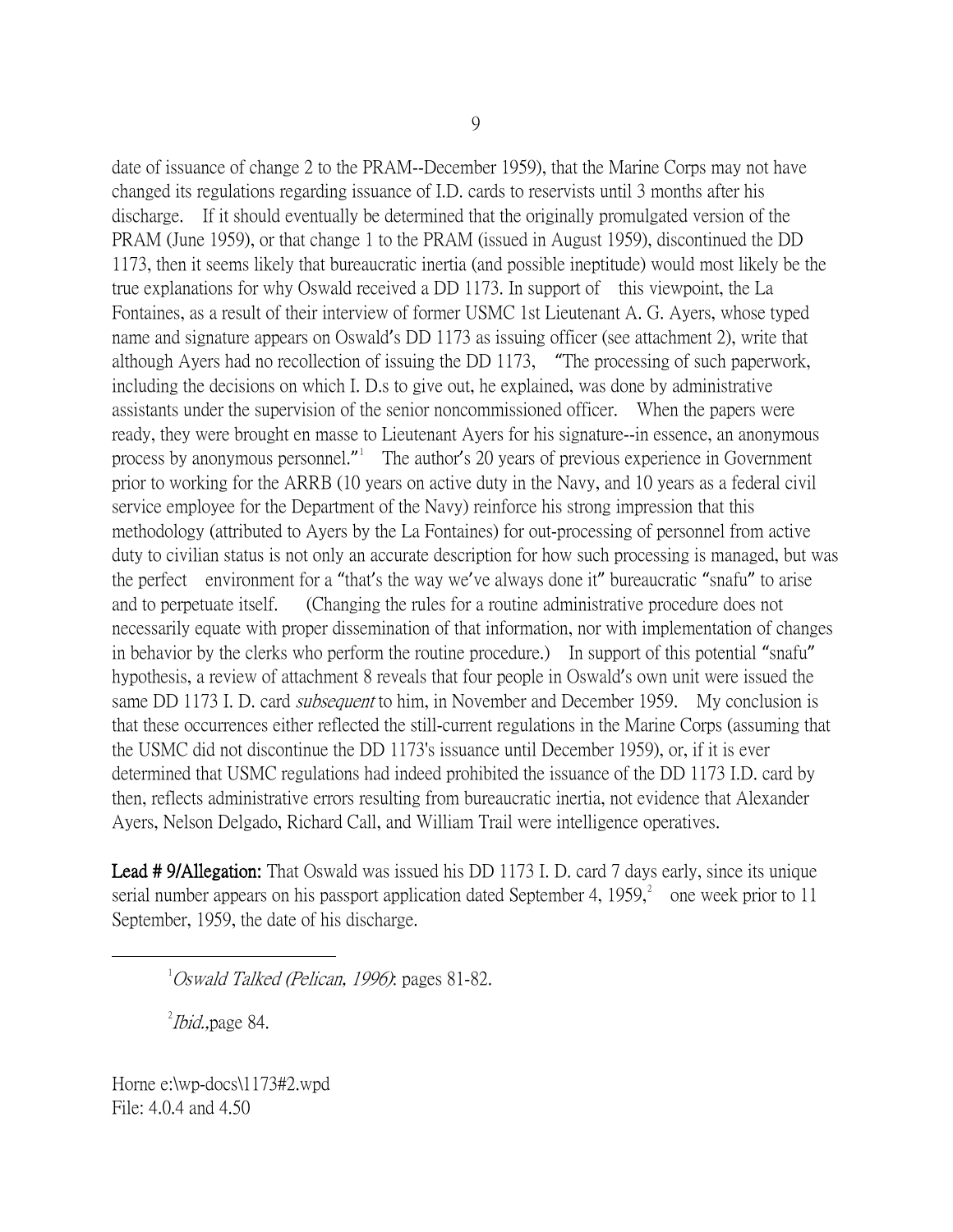date of issuance of change 2 to the PRAM--December 1959), that the Marine Corps may not have changed its regulations regarding issuance of I.D. cards to reservists until 3 months after his discharge. If it should eventually be determined that the originally promulgated version of the PRAM (June 1959), or that change 1 to the PRAM (issued in August 1959), discontinued the DD 1173, then it seems likely that bureaucratic inertia (and possible ineptitude) would most likely be the true explanations for why Oswald received a DD 1173. In support of this viewpoint, the La Fontaines, as a result of their interview of former USMC 1st Lieutenant A. G. Ayers, whose typed name and signature appears on Oswald's DD 1173 as issuing officer (see attachment 2), write that although Ayers had no recollection of issuing the DD 1173, "The processing of such paperwork, including the decisions on which I. D.s to give out, he explained, was done by administrative assistants under the supervision of the senior noncommissioned officer. When the papers were ready, they were brought en masse to Lieutenant Ayers for his signature--in essence, an anonymous process by anonymous personnel."[1] The author's 20 years of previous experience in Government prior to working for the ARRB (10 years on active duty in the Navy, and 10 years as a federal civil service employee for the Department of the Navy) reinforce his strong impression that this methodology (attributed to Ayers by the La Fontaines) for out-processing of personnel from active duty to civilian status is not only an accurate description for how such processing is managed, but was the perfect environment for a "that's the way we've always done it" bureaucratic "snafu" to arise and to perpetuate itself. (Changing the rules for a routine administrative procedure does not necessarily equate with proper dissemination of that information, nor with implementation of changes in behavior by the clerks who perform the routine procedure.) In support of this potential "snafu" hypothesis, a review of attachment 8 reveals that four people in Oswald's own unit were issued the same DD 1173 I. D. card *subsequent* to him, in November and December 1959. My conclusion is that these occurrences either reflected the still-current regulations in the Marine Corps (assuming that the USMC did not discontinue the DD 1173's issuance until December 1959), or, if it is ever determined that USMC regulations had indeed prohibited the issuance of the DD 1173 I.D. card by then, reflects administrative errors resulting from bureaucratic inertia, not evidence that Alexander Ayers, Nelson Delgado, Richard Call, and William Trail were intelligence operatives.

**Lead # 9/Allegation:** That Oswald was issued his DD 1173 I. D. card 7 days early, since its unique serial number appears on his passport application dated September 4, 1959,[2] one week prior to 11 September, 1959, the date of his discharge.

---

[1] *Oswald Talked (Pelican, 1996)*: pages 81-82.

[2] *Ibid.*,page 84.

Horne e:\wp-docs\1173#2.wpd
File: 4.0.4 and 4.50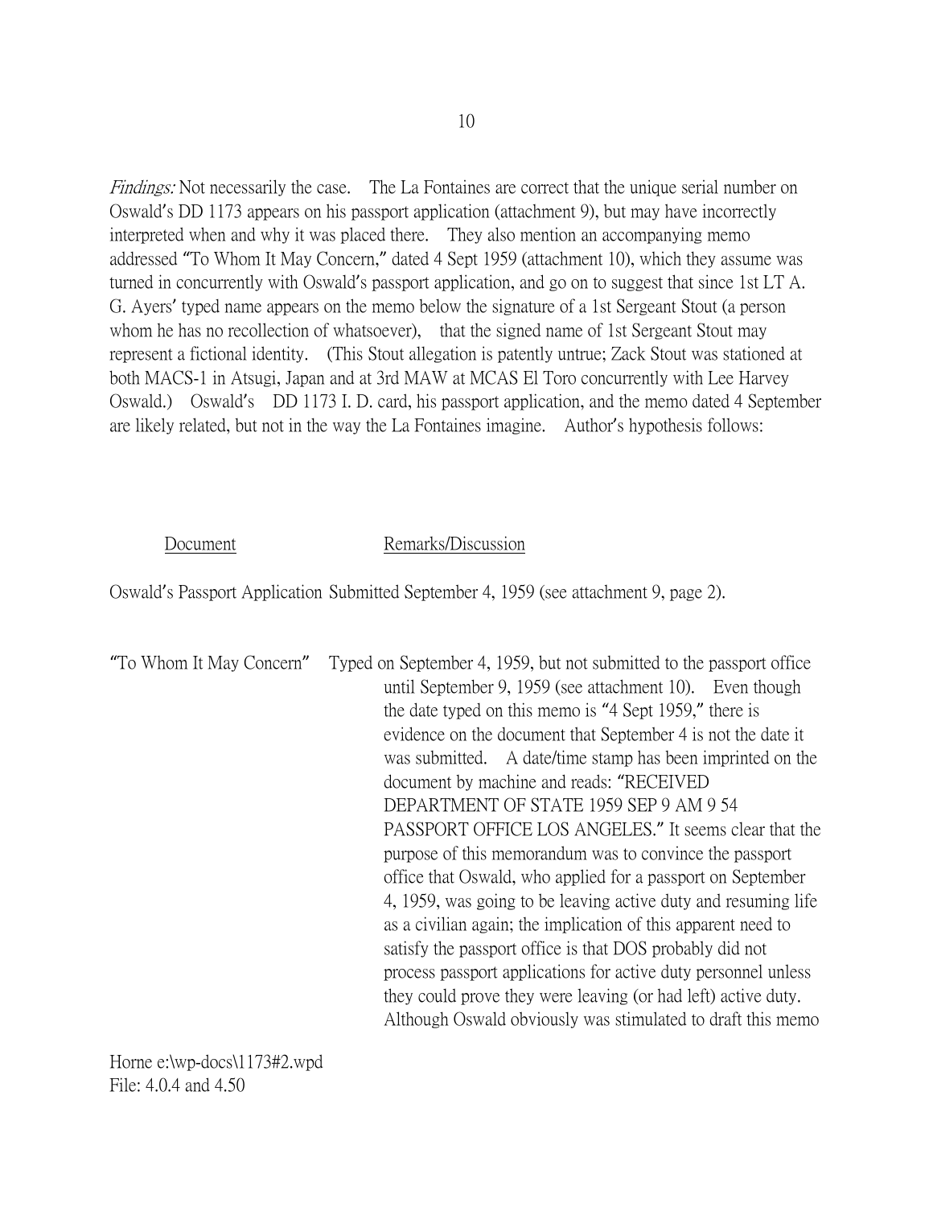*Findings:* Not necessarily the case. The La Fontaines are correct that the unique serial number on Oswald's DD 1173 appears on his passport application (attachment 9), but may have incorrectly interpreted when and why it was placed there. They also mention an accompanying memo addressed "To Whom It May Concern," dated 4 Sept 1959 (attachment 10), which they assume was turned in concurrently with Oswald's passport application, and go on to suggest that since 1st LT A. G. Ayers' typed name appears on the memo below the signature of a 1st Sergeant Stout (a person whom he has no recollection of whatsoever), that the signed name of 1st Sergeant Stout may represent a fictional identity. (This Stout allegation is patently untrue; Zack Stout was stationed at both MACS-1 in Atsugi, Japan and at 3rd MAW at MCAS El Toro concurrently with Lee Harvey Oswald.) Oswald's DD 1173 I. D. card, his passport application, and the memo dated 4 September are likely related, but not in the way the La Fontaines imagine. Author's hypothesis follows:

| Document | Remarks/Discussion |
| --- | --- |
| Oswald's Passport Application | Submitted September 4, 1959 (see attachment 9, page 2). |
| "To Whom It May Concern" | Typed on September 4, 1959, but not submitted to the passport office until September 9, 1959 (see attachment 10). Even though the date typed on this memo is "4 Sept 1959," there is evidence on the document that September 4 is not the date it was submitted. A date/time stamp has been imprinted on the document by machine and reads: "RECEIVED DEPARTMENT OF STATE 1959 SEP 9 AM 9 54 PASSPORT OFFICE LOS ANGELES." It seems clear that the purpose of this memorandum was to convince the passport office that Oswald, who applied for a passport on September 4, 1959, was going to be leaving active duty and resuming life as a civilian again; the implication of this apparent need to satisfy the passport office is that DOS probably did not process passport applications for active duty personnel unless they could prove they were leaving (or had left) active duty. Although Oswald obviously was stimulated to draft this memo |

Horne e:\wp-docs\1173#2.wpd
File: 4.0.4 and 4.50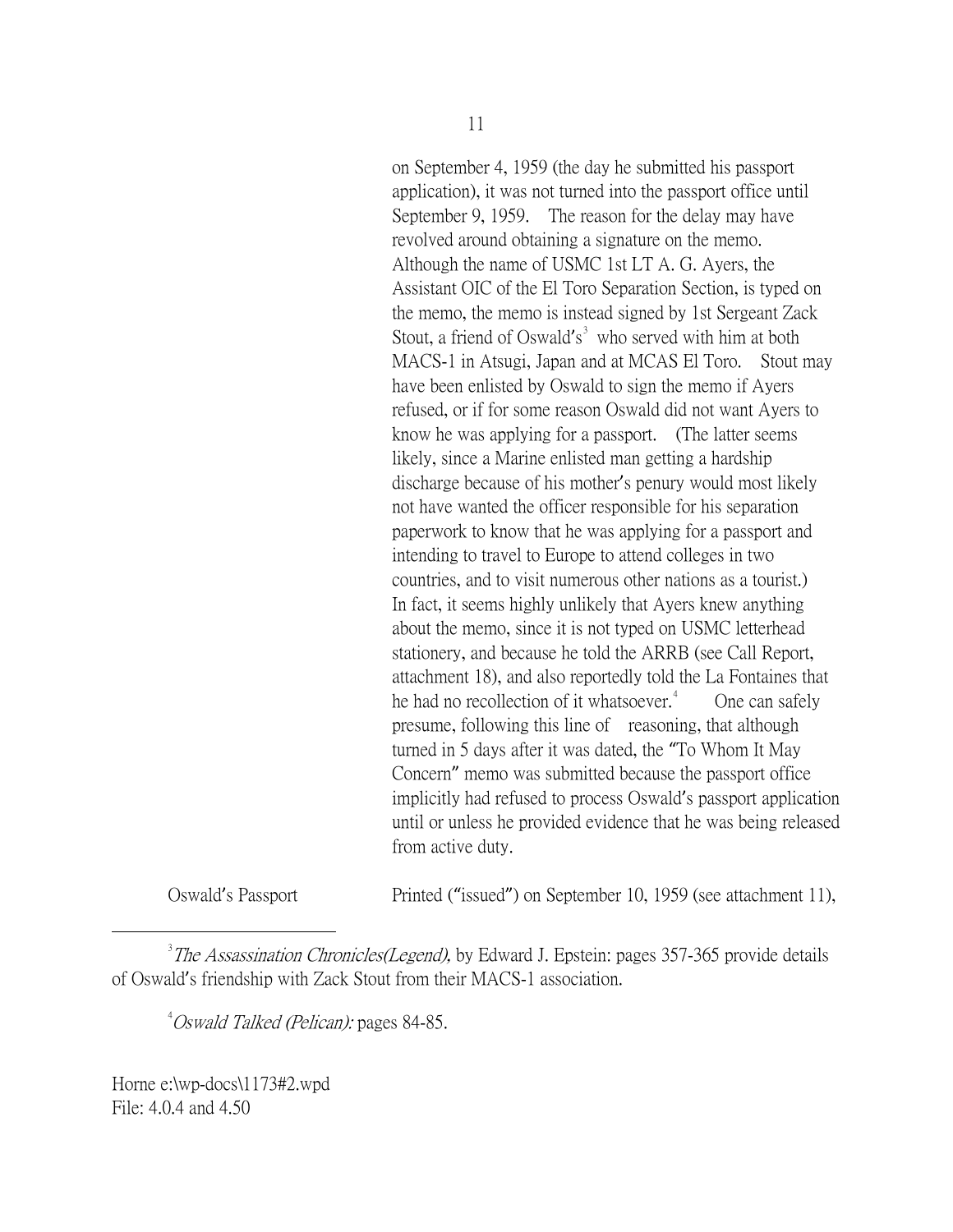on September 4, 1959 (the day he submitted his passport application), it was not turned into the passport office until September 9, 1959. The reason for the delay may have revolved around obtaining a signature on the memo. Although the name of USMC 1st LT A. G. Ayers, the Assistant OIC of the El Toro Separation Section, is typed on the memo, the memo is instead signed by 1st Sergeant Zack Stout, a friend of Oswald's[3] who served with him at both MACS-1 in Atsugi, Japan and at MCAS El Toro. Stout may have been enlisted by Oswald to sign the memo if Ayers refused, or if for some reason Oswald did not want Ayers to know he was applying for a passport. (The latter seems likely, since a Marine enlisted man getting a hardship discharge because of his mother's penury would most likely not have wanted the officer responsible for his separation paperwork to know that he was applying for a passport and intending to travel to Europe to attend colleges in two countries, and to visit numerous other nations as a tourist.) In fact, it seems highly unlikely that Ayers knew anything about the memo, since it is not typed on USMC letterhead stationery, and because he told the ARRB (see Call Report, attachment 18), and also reportedly told the La Fontaines that he had no recollection of it whatsoever.[4] One can safely presume, following this line of reasoning, that although turned in 5 days after it was dated, the "To Whom It May Concern" memo was submitted because the passport office implicitly had refused to process Oswald's passport application until or unless he provided evidence that he was being released from active duty.

Oswald's Passport — Printed ("issued") on September 10, 1959 (see attachment 11),

---

[3] *The Assassination Chronicles(Legend),* by Edward J. Epstein: pages 357-365 provide details of Oswald's friendship with Zack Stout from their MACS-1 association.

[4] *Oswald Talked (Pelican):* pages 84-85.

Horne e:\wp-docs\1173#2.wpd
File: 4.0.4 and 4.50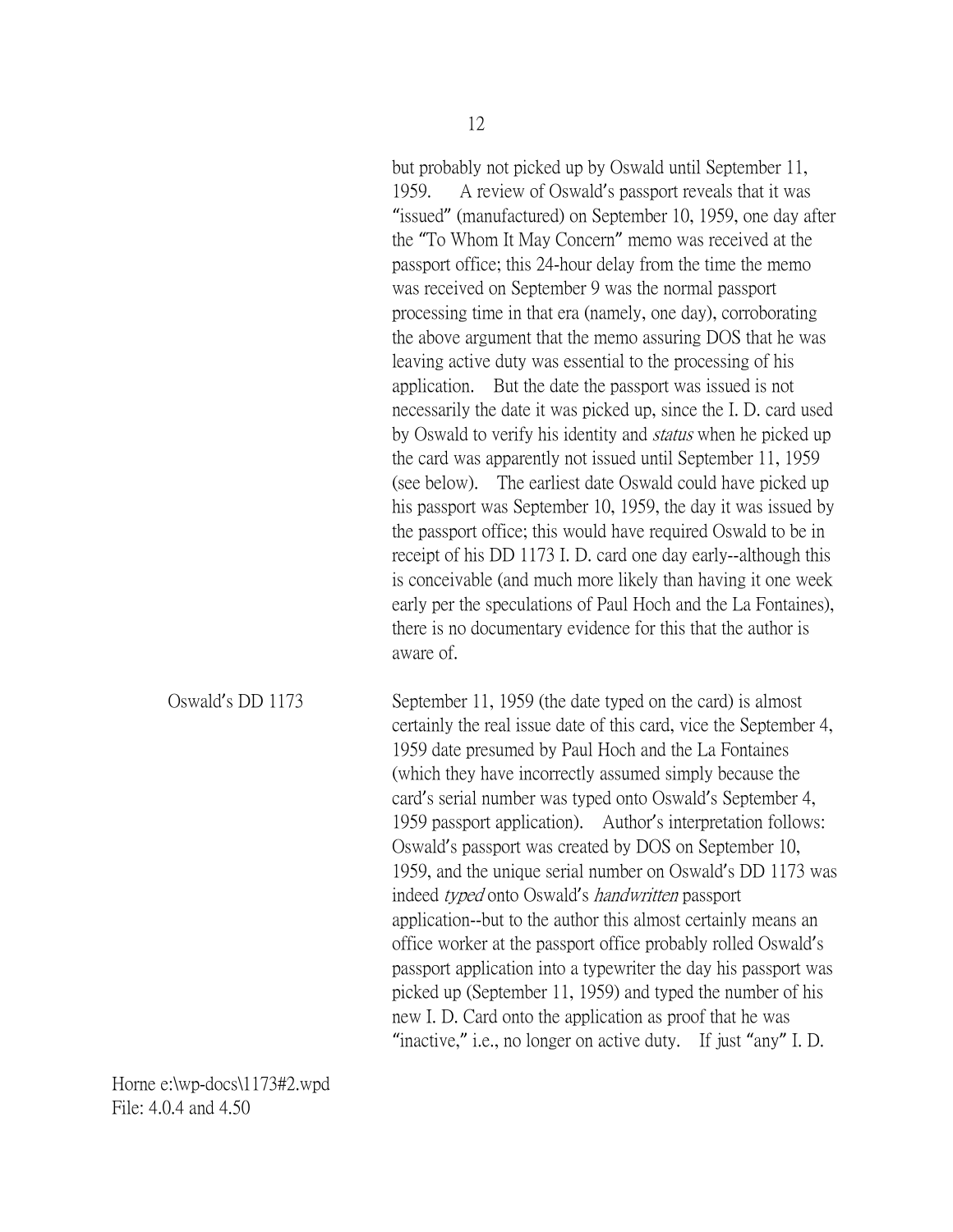but probably not picked up by Oswald until September 11, 1959. A review of Oswald's passport reveals that it was "issued" (manufactured) on September 10, 1959, one day after the "To Whom It May Concern" memo was received at the passport office; this 24-hour delay from the time the memo was received on September 9 was the normal passport processing time in that era (namely, one day), corroborating the above argument that the memo assuring DOS that he was leaving active duty was essential to the processing of his application. But the date the passport was issued is not necessarily the date it was picked up, since the I. D. card used by Oswald to verify his identity and *status* when he picked up the card was apparently not issued until September 11, 1959 (see below). The earliest date Oswald could have picked up his passport was September 10, 1959, the day it was issued by the passport office; this would have required Oswald to be in receipt of his DD 1173 I. D. card one day early--although this is conceivable (and much more likely than having it one week early per the speculations of Paul Hoch and the La Fontaines), there is no documentary evidence for this that the author is aware of.

**Oswald's DD 1173**

September 11, 1959 (the date typed on the card) is almost certainly the real issue date of this card, vice the September 4, 1959 date presumed by Paul Hoch and the La Fontaines (which they have incorrectly assumed simply because the card's serial number was typed onto Oswald's September 4, 1959 passport application). Author's interpretation follows: Oswald's passport was created by DOS on September 10, 1959, and the unique serial number on Oswald's DD 1173 was indeed *typed* onto Oswald's *handwritten* passport application--but to the author this almost certainly means an office worker at the passport office probably rolled Oswald's passport application into a typewriter the day his passport was picked up (September 11, 1959) and typed the number of his new I. D. Card onto the application as proof that he was "inactive," i.e., no longer on active duty. If just "any" I. D.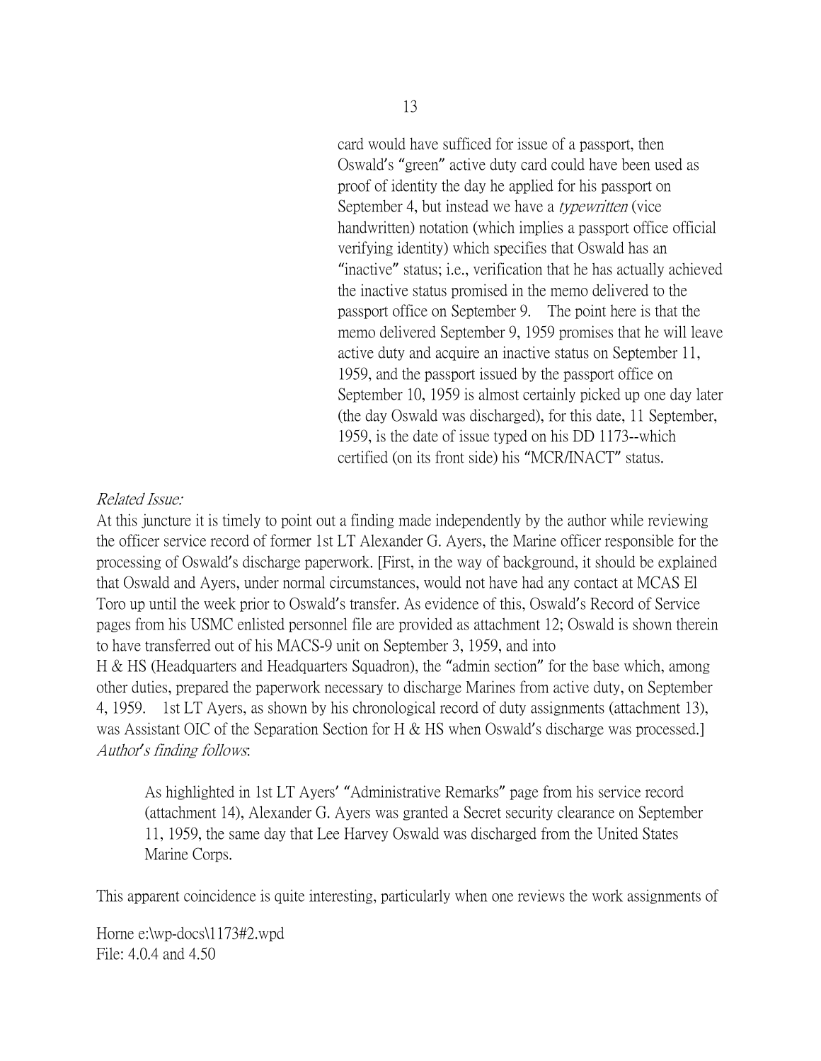card would have sufficed for issue of a passport, then Oswald's "green" active duty card could have been used as proof of identity the day he applied for his passport on September 4, but instead we have a *typewritten* (vice handwritten) notation (which implies a passport office official verifying identity) which specifies that Oswald has an "inactive" status; i.e., verification that he has actually achieved the inactive status promised in the memo delivered to the passport office on September 9. The point here is that the memo delivered September 9, 1959 promises that he will leave active duty and acquire an inactive status on September 11, 1959, and the passport issued by the passport office on September 10, 1959 is almost certainly picked up one day later (the day Oswald was discharged), for this date, 11 September, 1959, is the date of issue typed on his DD 1173--which certified (on its front side) his "MCR/INACT" status.

*Related Issue:*

At this juncture it is timely to point out a finding made independently by the author while reviewing the officer service record of former 1st LT Alexander G. Ayers, the Marine officer responsible for the processing of Oswald's discharge paperwork. [First, in the way of background, it should be explained that Oswald and Ayers, under normal circumstances, would not have had any contact at MCAS El Toro up until the week prior to Oswald's transfer. As evidence of this, Oswald's Record of Service pages from his USMC enlisted personnel file are provided as attachment 12; Oswald is shown therein to have transferred out of his MACS-9 unit on September 3, 1959, and into H & HS (Headquarters and Headquarters Squadron), the "admin section" for the base which, among other duties, prepared the paperwork necessary to discharge Marines from active duty, on September 4, 1959. 1st LT Ayers, as shown by his chronological record of duty assignments (attachment 13), was Assistant OIC of the Separation Section for H & HS when Oswald's discharge was processed.]

*Author's finding follows*:

> As highlighted in 1st LT Ayers' "Administrative Remarks" page from his service record (attachment 14), Alexander G. Ayers was granted a Secret security clearance on September 11, 1959, the same day that Lee Harvey Oswald was discharged from the United States Marine Corps.

This apparent coincidence is quite interesting, particularly when one reviews the work assignments of

Horne e:\wp-docs\1173#2.wpd
File: 4.0.4 and 4.50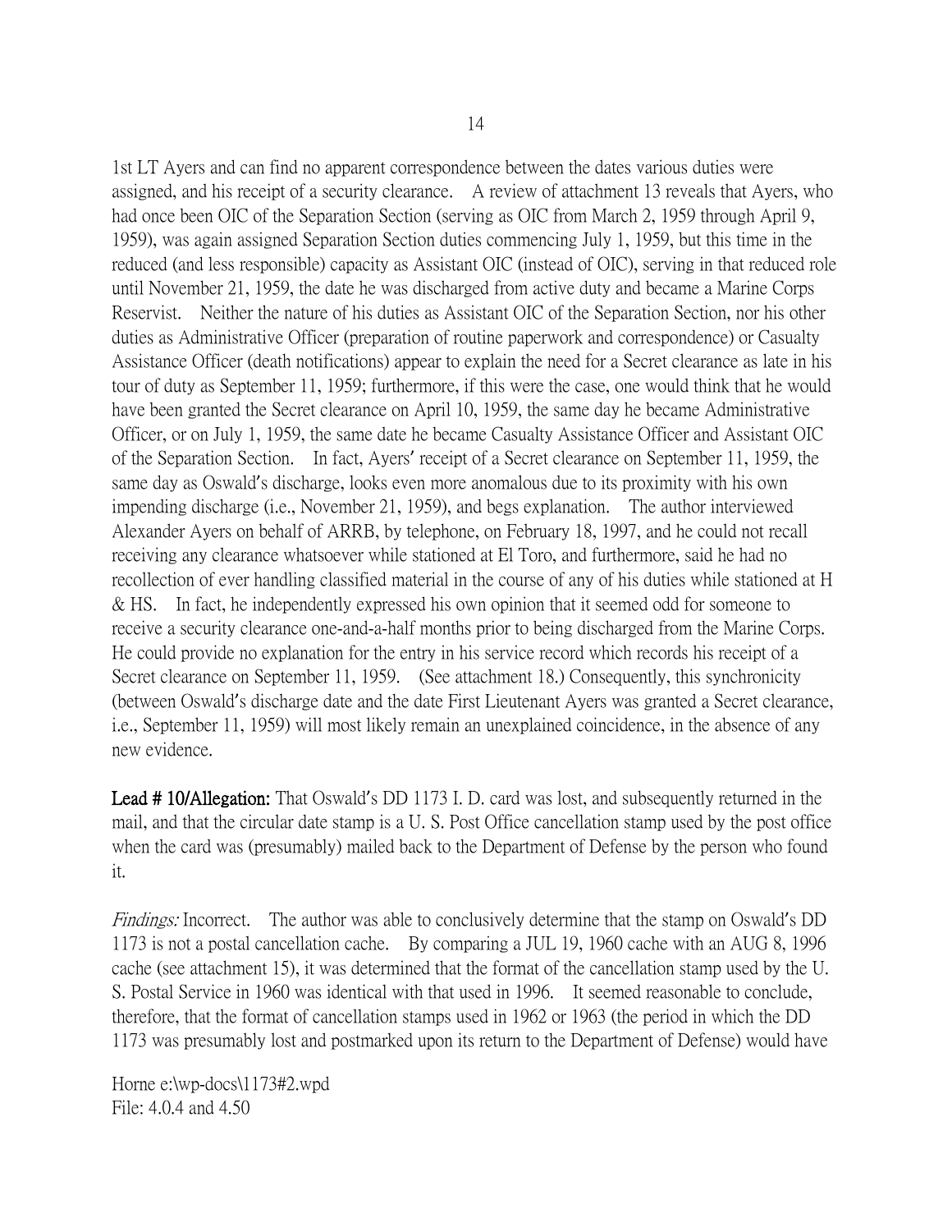1st LT Ayers and can find no apparent correspondence between the dates various duties were assigned, and his receipt of a security clearance. A review of attachment 13 reveals that Ayers, who had once been OIC of the Separation Section (serving as OIC from March 2, 1959 through April 9, 1959), was again assigned Separation Section duties commencing July 1, 1959, but this time in the reduced (and less responsible) capacity as Assistant OIC (instead of OIC), serving in that reduced role until November 21, 1959, the date he was discharged from active duty and became a Marine Corps Reservist. Neither the nature of his duties as Assistant OIC of the Separation Section, nor his other duties as Administrative Officer (preparation of routine paperwork and correspondence) or Casualty Assistance Officer (death notifications) appear to explain the need for a Secret clearance as late in his tour of duty as September 11, 1959; furthermore, if this were the case, one would think that he would have been granted the Secret clearance on April 10, 1959, the same day he became Administrative Officer, or on July 1, 1959, the same date he became Casualty Assistance Officer and Assistant OIC of the Separation Section. In fact, Ayers' receipt of a Secret clearance on September 11, 1959, the same day as Oswald's discharge, looks even more anomalous due to its proximity with his own impending discharge (i.e., November 21, 1959), and begs explanation. The author interviewed Alexander Ayers on behalf of ARRB, by telephone, on February 18, 1997, and he could not recall receiving any clearance whatsoever while stationed at El Toro, and furthermore, said he had no recollection of ever handling classified material in the course of any of his duties while stationed at H & HS. In fact, he independently expressed his own opinion that it seemed odd for someone to receive a security clearance one-and-a-half months prior to being discharged from the Marine Corps. He could provide no explanation for the entry in his service record which records his receipt of a Secret clearance on September 11, 1959. (See attachment 18.) Consequently, this synchronicity (between Oswald's discharge date and the date First Lieutenant Ayers was granted a Secret clearance, i.e., September 11, 1959) will most likely remain an unexplained coincidence, in the absence of any new evidence.

**Lead # 10/Allegation:** That Oswald's DD 1173 I. D. card was lost, and subsequently returned in the mail, and that the circular date stamp is a U. S. Post Office cancellation stamp used by the post office when the card was (presumably) mailed back to the Department of Defense by the person who found it.

*Findings:* Incorrect. The author was able to conclusively determine that the stamp on Oswald's DD 1173 is not a postal cancellation cache. By comparing a JUL 19, 1960 cache with an AUG 8, 1996 cache (see attachment 15), it was determined that the format of the cancellation stamp used by the U. S. Postal Service in 1960 was identical with that used in 1996. It seemed reasonable to conclude, therefore, that the format of cancellation stamps used in 1962 or 1963 (the period in which the DD 1173 was presumably lost and postmarked upon its return to the Department of Defense) would have

Horne e:\wp-docs\1173#2.wpd
File: 4.0.4 and 4.50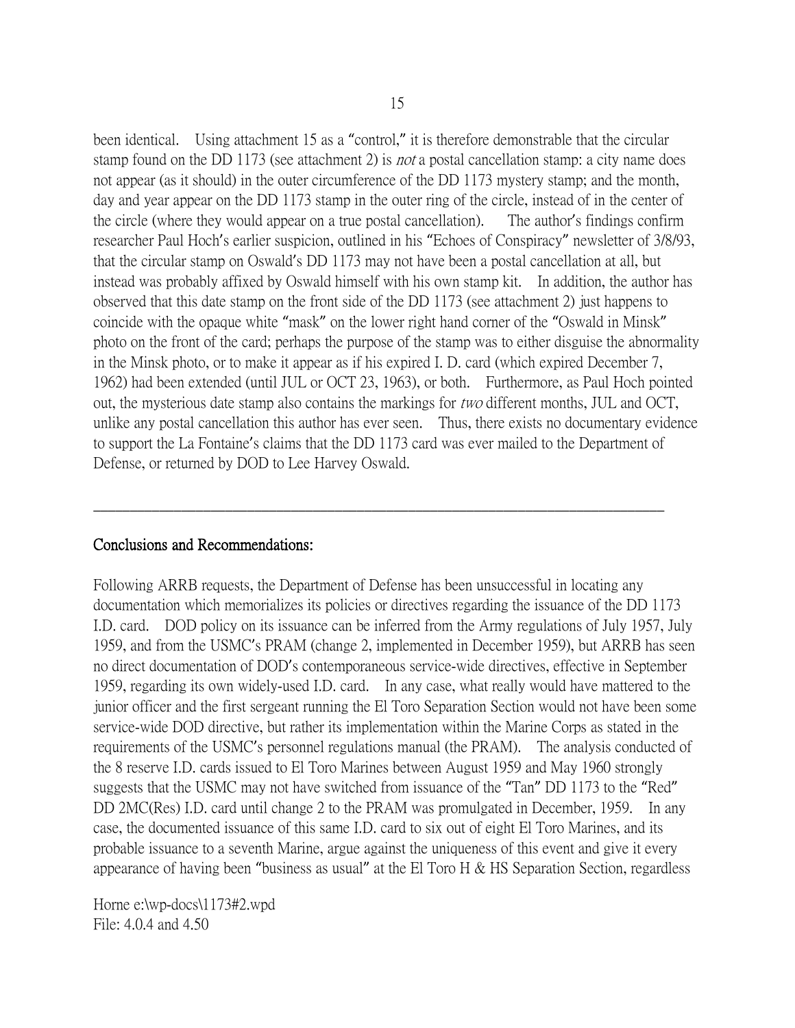been identical. Using attachment 15 as a "control," it is therefore demonstrable that the circular stamp found on the DD 1173 (see attachment 2) is *not* a postal cancellation stamp: a city name does not appear (as it should) in the outer circumference of the DD 1173 mystery stamp; and the month, day and year appear on the DD 1173 stamp in the outer ring of the circle, instead of in the center of the circle (where they would appear on a true postal cancellation). The author's findings confirm researcher Paul Hoch's earlier suspicion, outlined in his "Echoes of Conspiracy" newsletter of 3/8/93, that the circular stamp on Oswald's DD 1173 may not have been a postal cancellation at all, but instead was probably affixed by Oswald himself with his own stamp kit. In addition, the author has observed that this date stamp on the front side of the DD 1173 (see attachment 2) just happens to coincide with the opaque white "mask" on the lower right hand corner of the "Oswald in Minsk" photo on the front of the card; perhaps the purpose of the stamp was to either disguise the abnormality in the Minsk photo, or to make it appear as if his expired I. D. card (which expired December 7, 1962) had been extended (until JUL or OCT 23, 1963), or both. Furthermore, as Paul Hoch pointed out, the mysterious date stamp also contains the markings for *two* different months, JUL and OCT, unlike any postal cancellation this author has ever seen. Thus, there exists no documentary evidence to support the La Fontaine's claims that the DD 1173 card was ever mailed to the Department of Defense, or returned by DOD to Lee Harvey Oswald.

---

## Conclusions and Recommendations:

Following ARRB requests, the Department of Defense has been unsuccessful in locating any documentation which memorializes its policies or directives regarding the issuance of the DD 1173 I.D. card. DOD policy on its issuance can be inferred from the Army regulations of July 1957, July 1959, and from the USMC's PRAM (change 2, implemented in December 1959), but ARRB has seen no direct documentation of DOD's contemporaneous service-wide directives, effective in September 1959, regarding its own widely-used I.D. card. In any case, what really would have mattered to the junior officer and the first sergeant running the El Toro Separation Section would not have been some service-wide DOD directive, but rather its implementation within the Marine Corps as stated in the requirements of the USMC's personnel regulations manual (the PRAM). The analysis conducted of the 8 reserve I.D. cards issued to El Toro Marines between August 1959 and May 1960 strongly suggests that the USMC may not have switched from issuance of the "Tan" DD 1173 to the "Red" DD 2MC(Res) I.D. card until change 2 to the PRAM was promulgated in December, 1959. In any case, the documented issuance of this same I.D. card to six out of eight El Toro Marines, and its probable issuance to a seventh Marine, argue against the uniqueness of this event and give it every appearance of having been "business as usual" at the El Toro H & HS Separation Section, regardless

Horne e:\wp-docs\1173#2.wpd
File: 4.0.4 and 4.50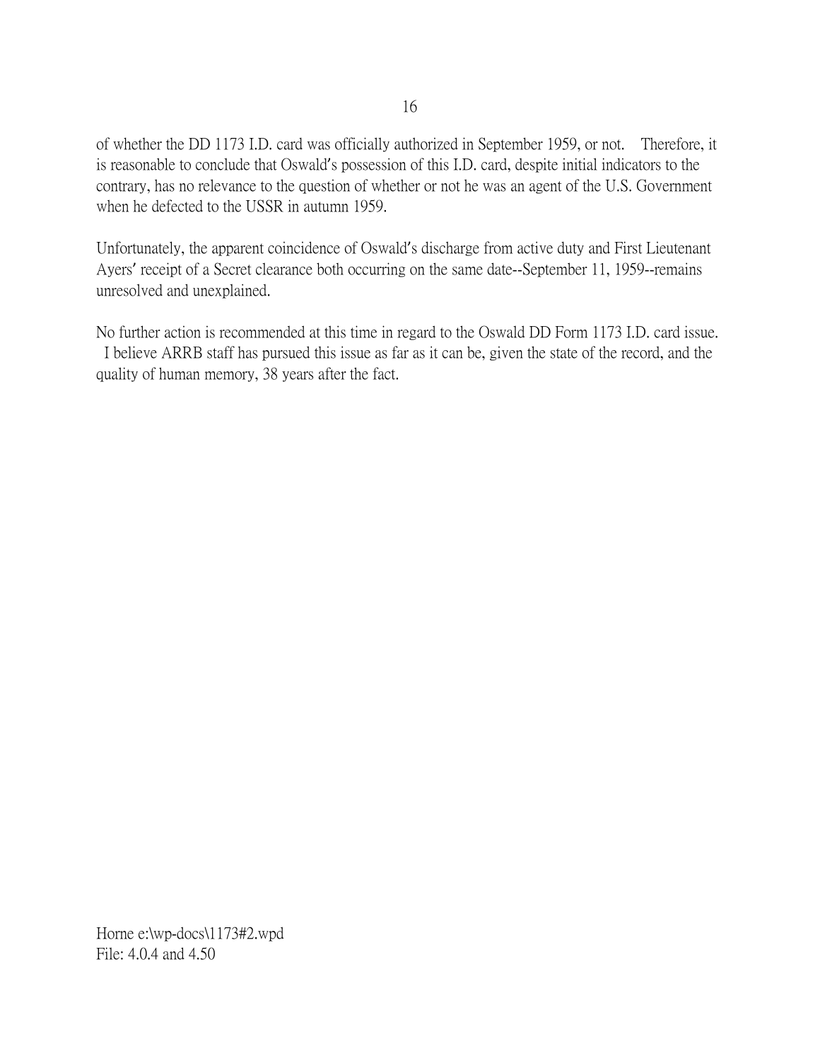of whether the DD 1173 I.D. card was officially authorized in September 1959, or not. Therefore, it is reasonable to conclude that Oswald's possession of this I.D. card, despite initial indicators to the contrary, has no relevance to the question of whether or not he was an agent of the U.S. Government when he defected to the USSR in autumn 1959.

Unfortunately, the apparent coincidence of Oswald's discharge from active duty and First Lieutenant Ayers' receipt of a Secret clearance both occurring on the same date--September 11, 1959--remains unresolved and unexplained.

No further action is recommended at this time in regard to the Oswald DD Form 1173 I.D. card issue. I believe ARRB staff has pursued this issue as far as it can be, given the state of the record, and the quality of human memory, 38 years after the fact.

Horne e:\wp-docs\1173#2.wpd
File: 4.0.4 and 4.50